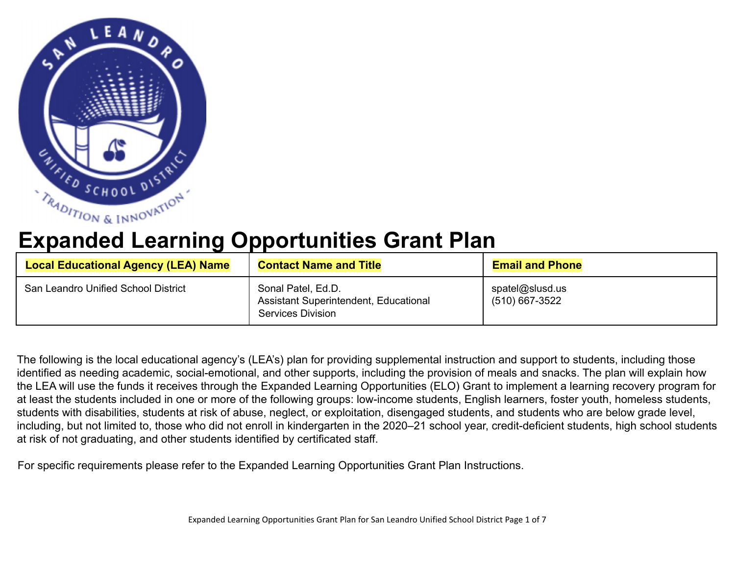# Expanded Learning Opportunities Grant Plan

| Local Educational Agency (LEA) Name | Contact Name and Title | Email and Phone |
|---|---|---|
| San Leandro Unified School District | Sonal Patel, Ed.D.<br>Assistant Superintendent, Educational Services Division | spatel@slusd.us<br>(510) 667-3522 |

The following is the local educational agency's (LEA's) plan for providing supplemental instruction and support to students, including those identified as needing academic, social-emotional, and other supports, including the provision of meals and snacks. The plan will explain how the LEA will use the funds it receives through the Expanded Learning Opportunities (ELO) Grant to implement a learning recovery program for at least the students included in one or more of the following groups: low-income students, English learners, foster youth, homeless students, students with disabilities, students at risk of abuse, neglect, or exploitation, disengaged students, and students who are below grade level, including, but not limited to, those who did not enroll in kindergarten in the 2020–21 school year, credit-deficient students, high school students at risk of not graduating, and other students identified by certificated staff.

For specific requirements please refer to the Expanded Learning Opportunities Grant Plan Instructions.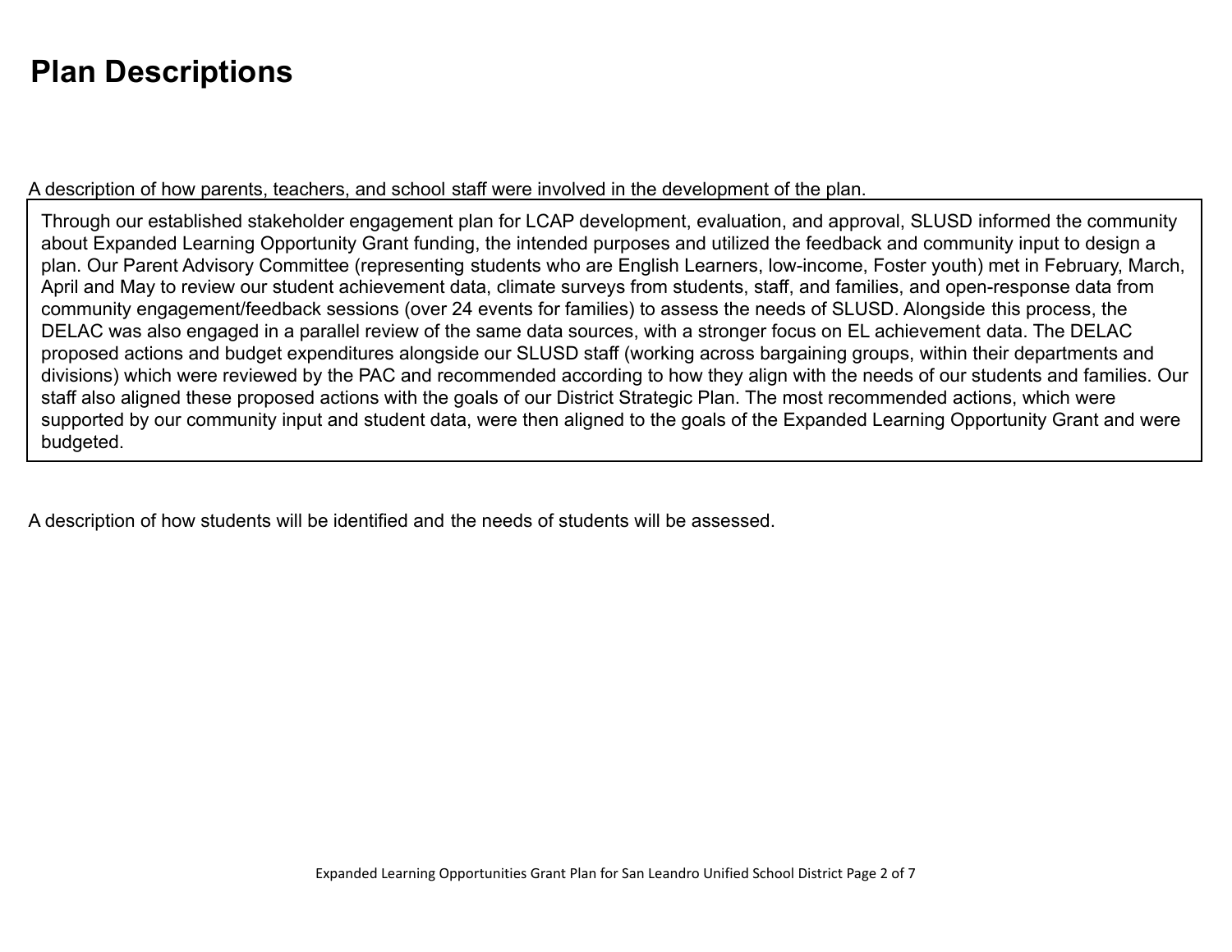# Plan Descriptions

A description of how parents, teachers, and school staff were involved in the development of the plan.

Through our established stakeholder engagement plan for LCAP development, evaluation, and approval, SLUSD informed the community about Expanded Learning Opportunity Grant funding, the intended purposes and utilized the feedback and community input to design a plan. Our Parent Advisory Committee (representing students who are English Learners, low-income, Foster youth) met in February, March, April and May to review our student achievement data, climate surveys from students, staff, and families, and open-response data from community engagement/feedback sessions (over 24 events for families) to assess the needs of SLUSD. Alongside this process, the DELAC was also engaged in a parallel review of the same data sources, with a stronger focus on EL achievement data. The DELAC proposed actions and budget expenditures alongside our SLUSD staff (working across bargaining groups, within their departments and divisions) which were reviewed by the PAC and recommended according to how they align with the needs of our students and families. Our staff also aligned these proposed actions with the goals of our District Strategic Plan. The most recommended actions, which were supported by our community input and student data, were then aligned to the goals of the Expanded Learning Opportunity Grant and were budgeted.

A description of how students will be identified and the needs of students will be assessed.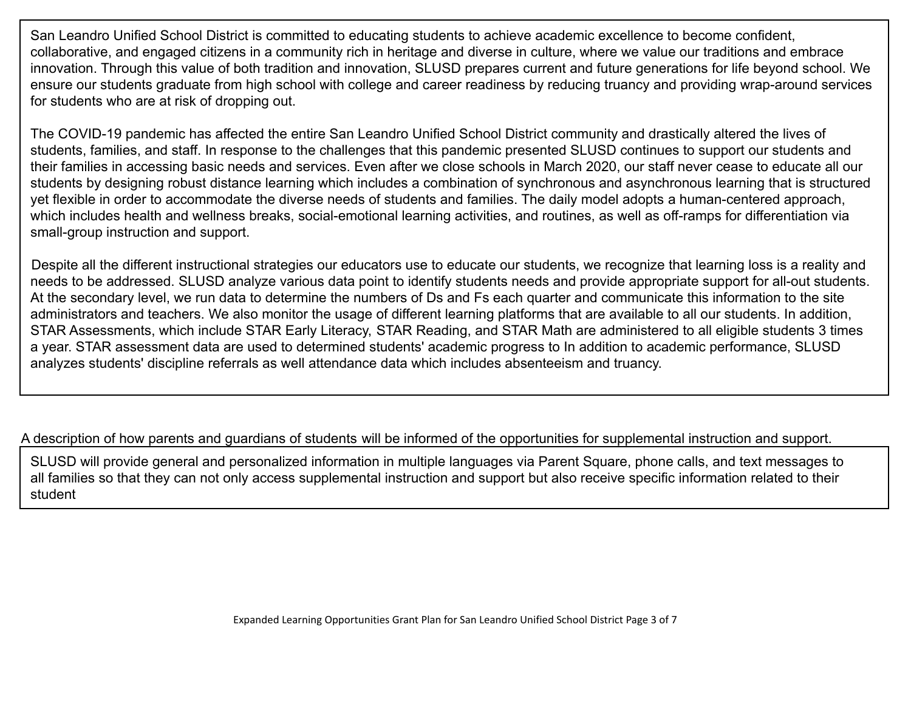San Leandro Unified School District is committed to educating students to achieve academic excellence to become confident, collaborative, and engaged citizens in a community rich in heritage and diverse in culture, where we value our traditions and embrace innovation. Through this value of both tradition and innovation, SLUSD prepares current and future generations for life beyond school. We ensure our students graduate from high school with college and career readiness by reducing truancy and providing wrap-around services for students who are at risk of dropping out.

The COVID-19 pandemic has affected the entire San Leandro Unified School District community and drastically altered the lives of students, families, and staff. In response to the challenges that this pandemic presented SLUSD continues to support our students and their families in accessing basic needs and services. Even after we close schools in March 2020, our staff never cease to educate all our students by designing robust distance learning which includes a combination of synchronous and asynchronous learning that is structured yet flexible in order to accommodate the diverse needs of students and families. The daily model adopts a human-centered approach, which includes health and wellness breaks, social-emotional learning activities, and routines, as well as off-ramps for differentiation via small-group instruction and support.

Despite all the different instructional strategies our educators use to educate our students, we recognize that learning loss is a reality and needs to be addressed. SLUSD analyze various data point to identify students needs and provide appropriate support for all-out students. At the secondary level, we run data to determine the numbers of Ds and Fs each quarter and communicate this information to the site administrators and teachers. We also monitor the usage of different learning platforms that are available to all our students. In addition, STAR Assessments, which include STAR Early Literacy, STAR Reading, and STAR Math are administered to all eligible students 3 times a year. STAR assessment data are used to determined students' academic progress to In addition to academic performance, SLUSD analyzes students' discipline referrals as well attendance data which includes absenteeism and truancy.

A description of how parents and guardians of students will be informed of the opportunities for supplemental instruction and support.

SLUSD will provide general and personalized information in multiple languages via Parent Square, phone calls, and text messages to all families so that they can not only access supplemental instruction and support but also receive specific information related to their student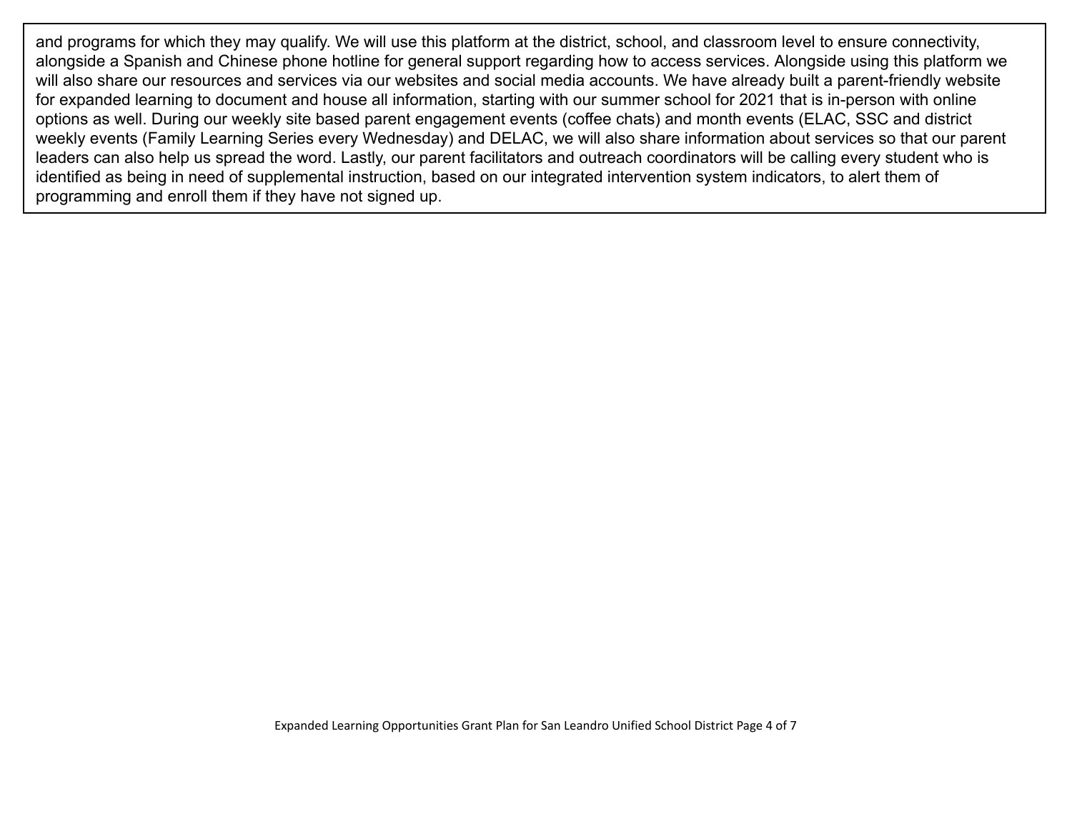and programs for which they may qualify. We will use this platform at the district, school, and classroom level to ensure connectivity, alongside a Spanish and Chinese phone hotline for general support regarding how to access services. Alongside using this platform we will also share our resources and services via our websites and social media accounts. We have already built a parent-friendly website for expanded learning to document and house all information, starting with our summer school for 2021 that is in-person with online options as well. During our weekly site based parent engagement events (coffee chats) and month events (ELAC, SSC and district weekly events (Family Learning Series every Wednesday) and DELAC, we will also share information about services so that our parent leaders can also help us spread the word. Lastly, our parent facilitators and outreach coordinators will be calling every student who is identified as being in need of supplemental instruction, based on our integrated intervention system indicators, to alert them of programming and enroll them if they have not signed up.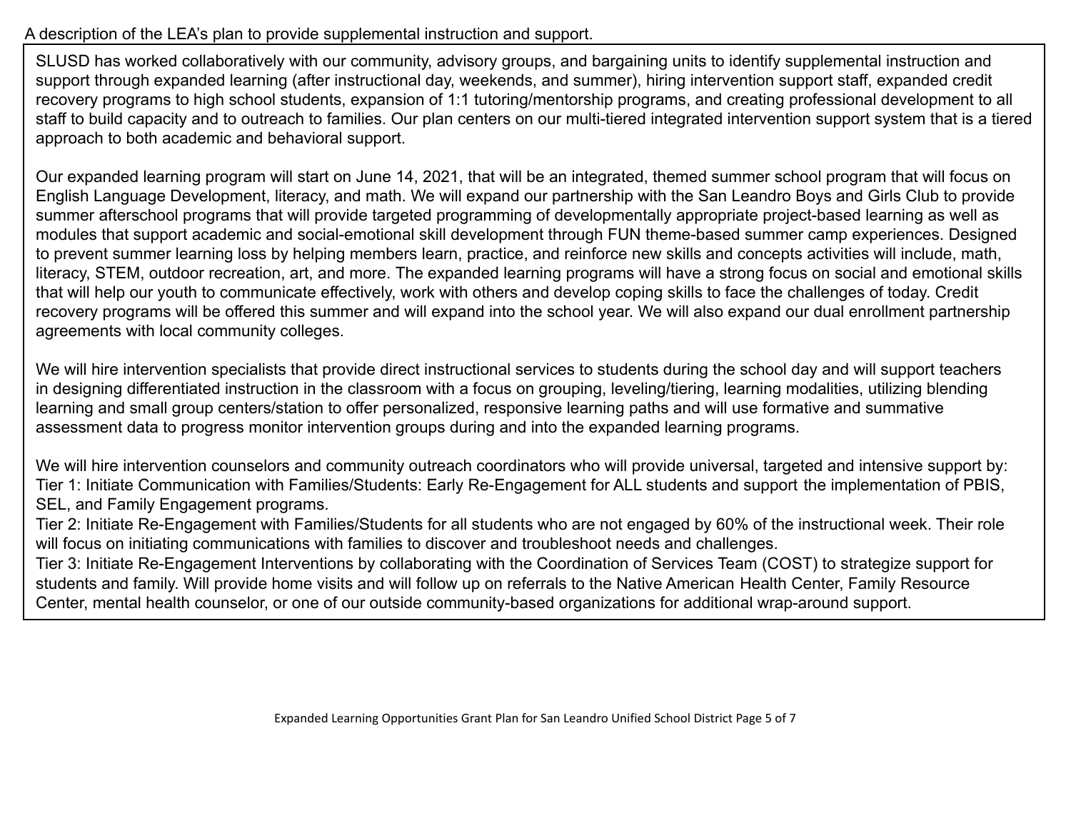A description of the LEA's plan to provide supplemental instruction and support.

SLUSD has worked collaboratively with our community, advisory groups, and bargaining units to identify supplemental instruction and support through expanded learning (after instructional day, weekends, and summer), hiring intervention support staff, expanded credit recovery programs to high school students, expansion of 1:1 tutoring/mentorship programs, and creating professional development to all staff to build capacity and to outreach to families. Our plan centers on our multi-tiered integrated intervention support system that is a tiered approach to both academic and behavioral support.

Our expanded learning program will start on June 14, 2021, that will be an integrated, themed summer school program that will focus on English Language Development, literacy, and math. We will expand our partnership with the San Leandro Boys and Girls Club to provide summer afterschool programs that will provide targeted programming of developmentally appropriate project-based learning as well as modules that support academic and social-emotional skill development through FUN theme-based summer camp experiences. Designed to prevent summer learning loss by helping members learn, practice, and reinforce new skills and concepts activities will include, math, literacy, STEM, outdoor recreation, art, and more. The expanded learning programs will have a strong focus on social and emotional skills that will help our youth to communicate effectively, work with others and develop coping skills to face the challenges of today. Credit recovery programs will be offered this summer and will expand into the school year. We will also expand our dual enrollment partnership agreements with local community colleges.

We will hire intervention specialists that provide direct instructional services to students during the school day and will support teachers in designing differentiated instruction in the classroom with a focus on grouping, leveling/tiering, learning modalities, utilizing blending learning and small group centers/station to offer personalized, responsive learning paths and will use formative and summative assessment data to progress monitor intervention groups during and into the expanded learning programs.

We will hire intervention counselors and community outreach coordinators who will provide universal, targeted and intensive support by:
Tier 1: Initiate Communication with Families/Students: Early Re-Engagement for ALL students and support the implementation of PBIS, SEL, and Family Engagement programs.
Tier 2: Initiate Re-Engagement with Families/Students for all students who are not engaged by 60% of the instructional week. Their role will focus on initiating communications with families to discover and troubleshoot needs and challenges.
Tier 3: Initiate Re-Engagement Interventions by collaborating with the Coordination of Services Team (COST) to strategize support for students and family. Will provide home visits and will follow up on referrals to the Native American Health Center, Family Resource Center, mental health counselor, or one of our outside community-based organizations for additional wrap-around support.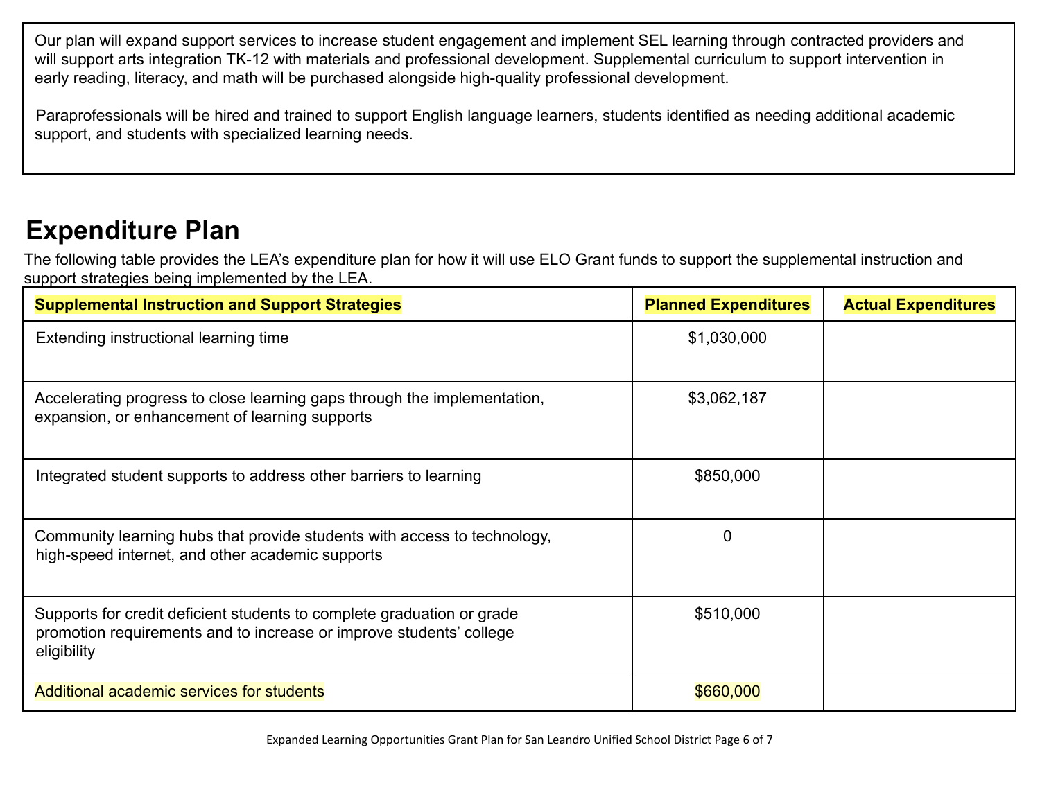Our plan will expand support services to increase student engagement and implement SEL learning through contracted providers and will support arts integration TK-12 with materials and professional development. Supplemental curriculum to support intervention in early reading, literacy, and math will be purchased alongside high-quality professional development.

Paraprofessionals will be hired and trained to support English language learners, students identified as needing additional academic support, and students with specialized learning needs.

# Expenditure Plan

The following table provides the LEA's expenditure plan for how it will use ELO Grant funds to support the supplemental instruction and support strategies being implemented by the LEA.

| Supplemental Instruction and Support Strategies | Planned Expenditures | Actual Expenditures |
|---|---|---|
| Extending instructional learning time | $1,030,000 | |
| Accelerating progress to close learning gaps through the implementation, expansion, or enhancement of learning supports | $3,062,187 | |
| Integrated student supports to address other barriers to learning | $850,000 | |
| Community learning hubs that provide students with access to technology, high-speed internet, and other academic supports | 0 | |
| Supports for credit deficient students to complete graduation or grade promotion requirements and to increase or improve students' college eligibility | $510,000 | |
| Additional academic services for students | $660,000 | |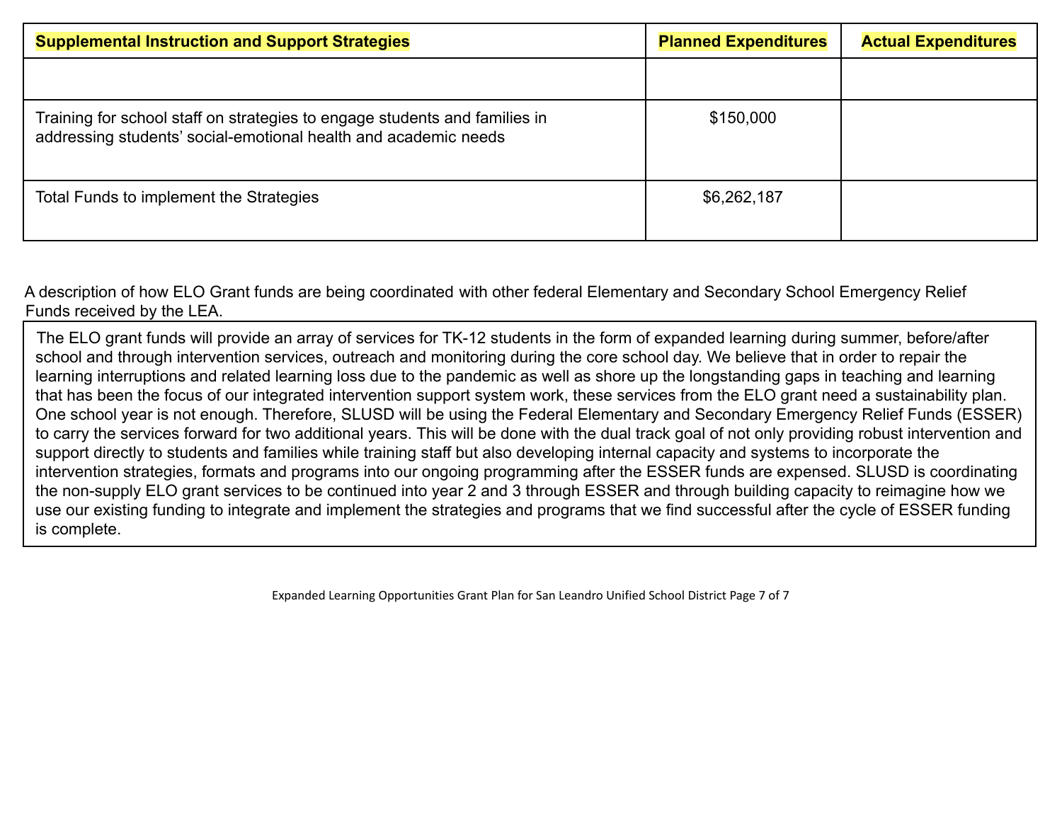| **Supplemental Instruction and Support Strategies** | **Planned Expenditures** | **Actual Expenditures** |
| --- | --- | --- |
| | | |
| Training for school staff on strategies to engage students and families in addressing students' social-emotional health and academic needs | $150,000 | |
| Total Funds to implement the Strategies | $6,262,187 | |

A description of how ELO Grant funds are being coordinated with other federal Elementary and Secondary School Emergency Relief Funds received by the LEA.

The ELO grant funds will provide an array of services for TK-12 students in the form of expanded learning during summer, before/after school and through intervention services, outreach and monitoring during the core school day. We believe that in order to repair the learning interruptions and related learning loss due to the pandemic as well as shore up the longstanding gaps in teaching and learning that has been the focus of our integrated intervention support system work, these services from the ELO grant need a sustainability plan. One school year is not enough. Therefore, SLUSD will be using the Federal Elementary and Secondary Emergency Relief Funds (ESSER) to carry the services forward for two additional years. This will be done with the dual track goal of not only providing robust intervention and support directly to students and families while training staff but also developing internal capacity and systems to incorporate the intervention strategies, formats and programs into our ongoing programming after the ESSER funds are expensed. SLUSD is coordinating the non-supply ELO grant services to be continued into year 2 and 3 through ESSER and through building capacity to reimagine how we use our existing funding to integrate and implement the strategies and programs that we find successful after the cycle of ESSER funding is complete.